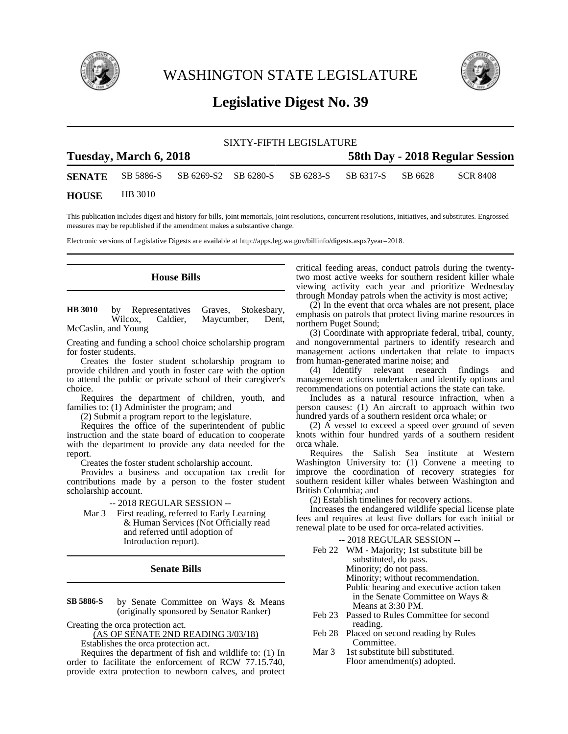# WASHINGTON STATE LEGISLATURE

## Legislative Digest No. 39

SIXTY-FIFTH LEGISLATURE

**Tuesday, March 6, 2018** **58th Day - 2018 Regular Session**

| | | | | | | | |
|---|---|---|---|---|---|---|---|
| **SENATE** | SB 5886-S | SB 6269-S2 | SB 6280-S | SB 6283-S | SB 6317-S | SB 6628 | SCR 8408 |
| **HOUSE** | HB 3010 | | | | | | |

This publication includes digest and history for bills, joint memorials, joint resolutions, concurrent resolutions, initiatives, and substitutes. Engrossed measures may be republished if the amendment makes a substantive change.

Electronic versions of Legislative Digests are available at http://apps.leg.wa.gov/billinfo/digests.aspx?year=2018.

### House Bills

**HB 3010** by Representatives Graves, Stokesbary, Wilcox, Caldier, Maycumber, Dent, McCaslin, and Young

Creating and funding a school choice scholarship program for foster students.

Creates the foster student scholarship program to provide children and youth in foster care with the option to attend the public or private school of their caregiver's choice.

Requires the department of children, youth, and families to: (1) Administer the program; and

(2) Submit a program report to the legislature.

Requires the office of the superintendent of public instruction and the state board of education to cooperate with the department to provide any data needed for the report.

Creates the foster student scholarship account.

Provides a business and occupation tax credit for contributions made by a person to the foster student scholarship account.

-- 2018 REGULAR SESSION --

Mar 3 First reading, referred to Early Learning & Human Services (Not Officially read and referred until adoption of Introduction report).

### Senate Bills

**SB 5886-S** by Senate Committee on Ways & Means (originally sponsored by Senator Ranker)

Creating the orca protection act.

(AS OF SENATE 2ND READING 3/03/18)

Establishes the orca protection act.

Requires the department of fish and wildlife to: (1) In order to facilitate the enforcement of RCW 77.15.740, provide extra protection to newborn calves, and protect critical feeding areas, conduct patrols during the twenty-two most active weeks for southern resident killer whale viewing activity each year and prioritize Wednesday through Monday patrols when the activity is most active;

(2) In the event that orca whales are not present, place emphasis on patrols that protect living marine resources in northern Puget Sound;

(3) Coordinate with appropriate federal, tribal, county, and nongovernmental partners to identify research and management actions undertaken that relate to impacts from human-generated marine noise; and

(4) Identify relevant research findings and management actions undertaken and identify options and recommendations on potential actions the state can take.

Includes as a natural resource infraction, when a person causes: (1) An aircraft to approach within two hundred yards of a southern resident orca whale; or

(2) A vessel to exceed a speed over ground of seven knots within four hundred yards of a southern resident orca whale.

Requires the Salish Sea institute at Western Washington University to: (1) Convene a meeting to improve the coordination of recovery strategies for southern resident killer whales between Washington and British Columbia; and

(2) Establish timelines for recovery actions.

Increases the endangered wildlife special license plate fees and requires at least five dollars for each initial or renewal plate to be used for orca-related activities.

-- 2018 REGULAR SESSION --

Feb 22 WM - Majority; 1st substitute bill be substituted, do pass.
Minority; do not pass.
Minority; without recommendation.
Public hearing and executive action taken in the Senate Committee on Ways & Means at 3:30 PM.

Feb 23 Passed to Rules Committee for second reading.

Feb 28 Placed on second reading by Rules Committee.

Mar 3 1st substitute bill substituted.
Floor amendment(s) adopted.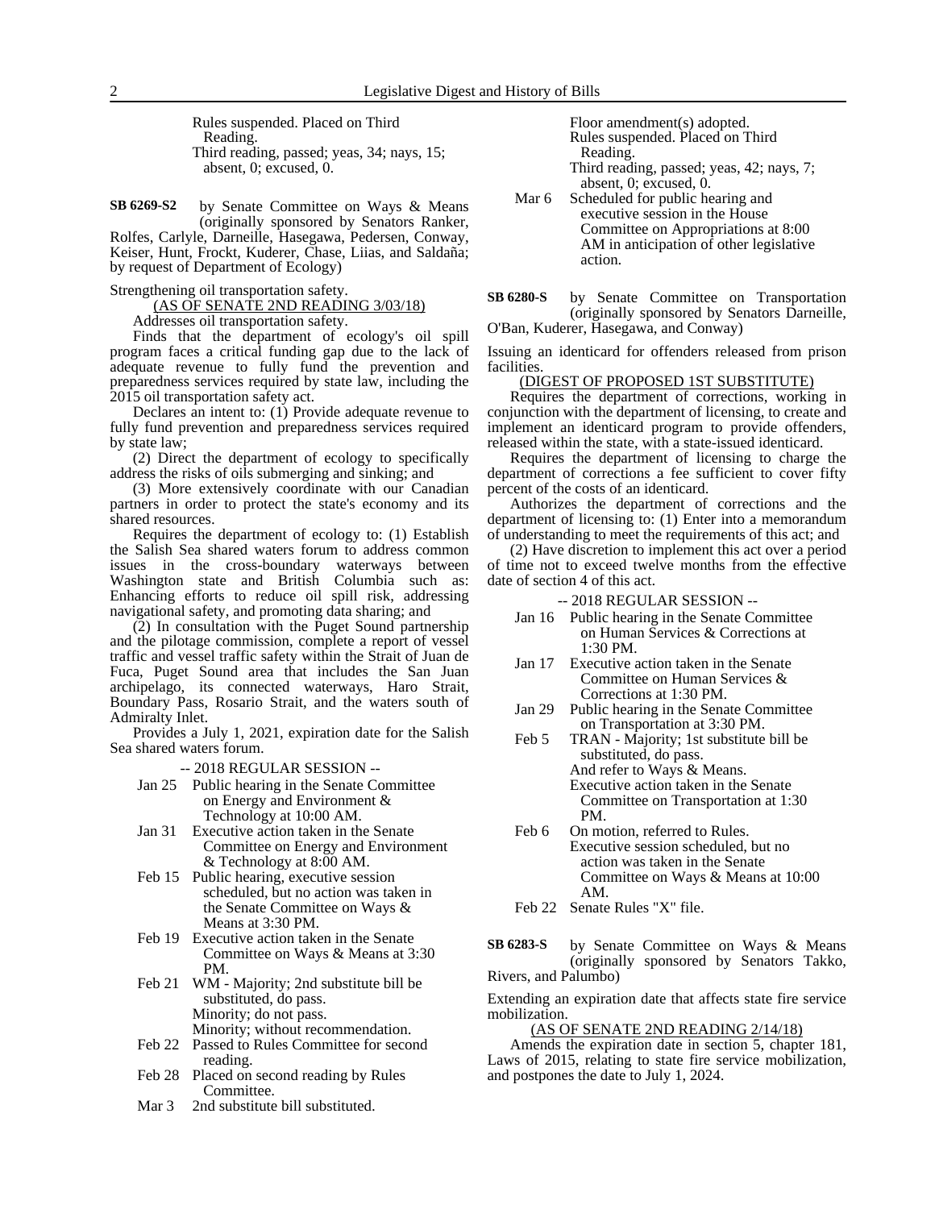Rules suspended. Placed on Third Reading.
Third reading, passed; yeas, 34; nays, 15; absent, 0; excused, 0.

**SB 6269-S2** by Senate Committee on Ways & Means (originally sponsored by Senators Ranker, Rolfes, Carlyle, Darneille, Hasegawa, Pedersen, Conway, Keiser, Hunt, Frockt, Kuderer, Chase, Liias, and Saldaña; by request of Department of Ecology)

Strengthening oil transportation safety.

(AS OF SENATE 2ND READING 3/03/18)

Addresses oil transportation safety.

Finds that the department of ecology's oil spill program faces a critical funding gap due to the lack of adequate revenue to fully fund the prevention and preparedness services required by state law, including the 2015 oil transportation safety act.

Declares an intent to: (1) Provide adequate revenue to fully fund prevention and preparedness services required by state law;

(2) Direct the department of ecology to specifically address the risks of oils submerging and sinking; and

(3) More extensively coordinate with our Canadian partners in order to protect the state's economy and its shared resources.

Requires the department of ecology to: (1) Establish the Salish Sea shared waters forum to address common issues in the cross-boundary waterways between Washington state and British Columbia such as: Enhancing efforts to reduce oil spill risk, addressing navigational safety, and promoting data sharing; and

(2) In consultation with the Puget Sound partnership and the pilotage commission, complete a report of vessel traffic and vessel traffic safety within the Strait of Juan de Fuca, Puget Sound area that includes the San Juan archipelago, its connected waterways, Haro Strait, Boundary Pass, Rosario Strait, and the waters south of Admiralty Inlet.

Provides a July 1, 2021, expiration date for the Salish Sea shared waters forum.

-- 2018 REGULAR SESSION --

Jan 25 Public hearing in the Senate Committee on Energy and Environment & Technology at 10:00 AM.

Jan 31 Executive action taken in the Senate Committee on Energy and Environment & Technology at 8:00 AM.

Feb 15 Public hearing, executive session scheduled, but no action was taken in the Senate Committee on Ways & Means at 3:30 PM.

Feb 19 Executive action taken in the Senate Committee on Ways & Means at 3:30 PM.

Feb 21 WM - Majority; 2nd substitute bill be substituted, do pass.
Minority; do not pass.
Minority; without recommendation.

Feb 22 Passed to Rules Committee for second reading.

Feb 28 Placed on second reading by Rules Committee.

Mar 3 2nd substitute bill substituted.
Floor amendment(s) adopted.
Rules suspended. Placed on Third Reading.
Third reading, passed; yeas, 42; nays, 7; absent, 0; excused, 0.

Mar 6 Scheduled for public hearing and executive session in the House Committee on Appropriations at 8:00 AM in anticipation of other legislative action.

**SB 6280-S** by Senate Committee on Transportation (originally sponsored by Senators Darneille, O'Ban, Kuderer, Hasegawa, and Conway)

Issuing an identicard for offenders released from prison facilities.

(DIGEST OF PROPOSED 1ST SUBSTITUTE)

Requires the department of corrections, working in conjunction with the department of licensing, to create and implement an identicard program to provide offenders, released within the state, with a state-issued identicard.

Requires the department of licensing to charge the department of corrections a fee sufficient to cover fifty percent of the costs of an identicard.

Authorizes the department of corrections and the department of licensing to: (1) Enter into a memorandum of understanding to meet the requirements of this act; and

(2) Have discretion to implement this act over a period of time not to exceed twelve months from the effective date of section 4 of this act.

-- 2018 REGULAR SESSION --

Jan 16 Public hearing in the Senate Committee on Human Services & Corrections at 1:30 PM.

Jan 17 Executive action taken in the Senate Committee on Human Services & Corrections at 1:30 PM.

Jan 29 Public hearing in the Senate Committee on Transportation at 3:30 PM.

Feb 5 TRAN - Majority; 1st substitute bill be substituted, do pass.
And refer to Ways & Means.
Executive action taken in the Senate Committee on Transportation at 1:30 PM.

Feb 6 On motion, referred to Rules.
Executive session scheduled, but no action was taken in the Senate Committee on Ways & Means at 10:00 AM.

Feb 22 Senate Rules "X" file.

**SB 6283-S** by Senate Committee on Ways & Means (originally sponsored by Senators Takko, Rivers, and Palumbo)

Extending an expiration date that affects state fire service mobilization.

(AS OF SENATE 2ND READING 2/14/18)

Amends the expiration date in section 5, chapter 181, Laws of 2015, relating to state fire service mobilization, and postpones the date to July 1, 2024.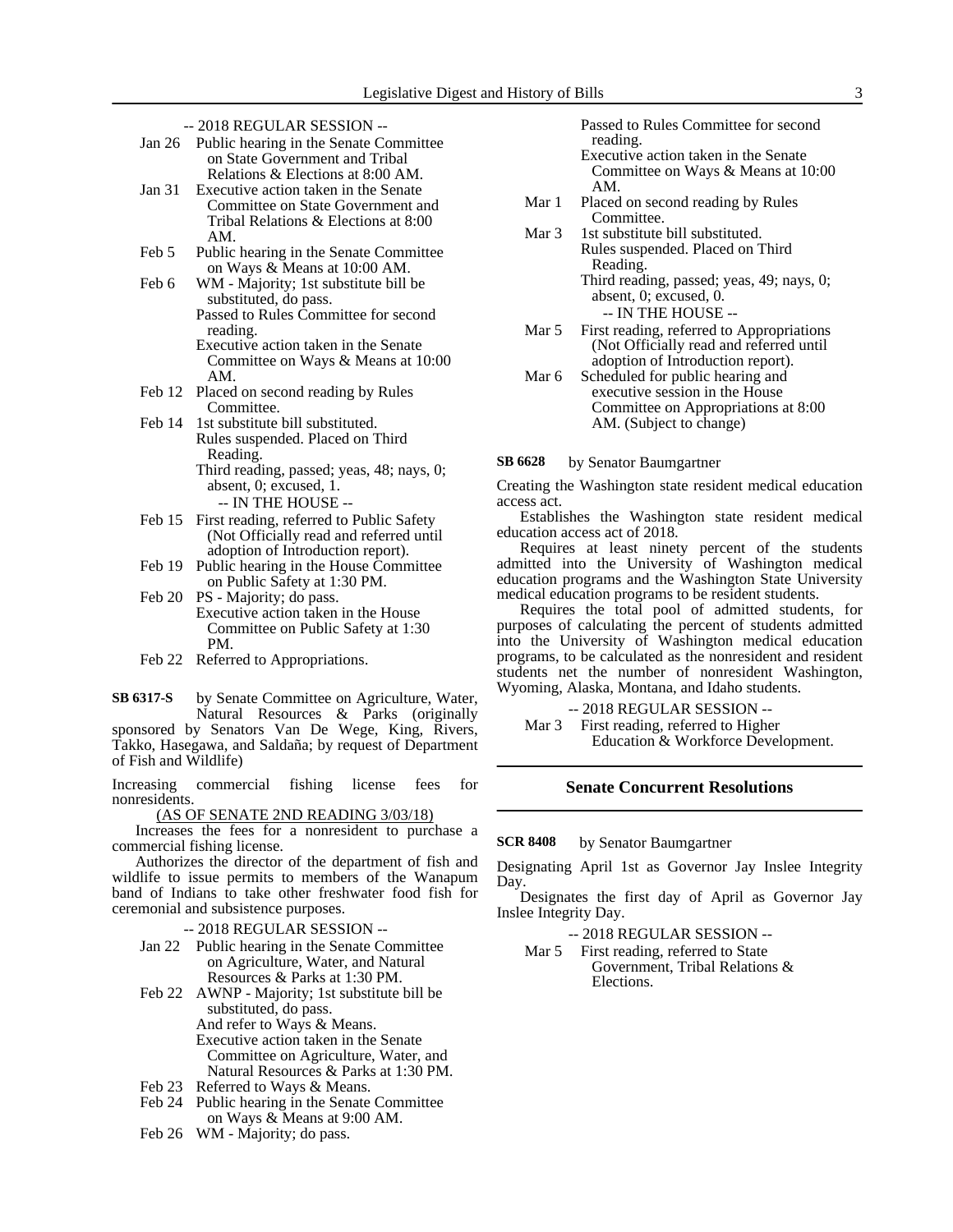-- 2018 REGULAR SESSION --

Jan 26 Public hearing in the Senate Committee on State Government and Tribal Relations & Elections at 8:00 AM.

Jan 31 Executive action taken in the Senate Committee on State Government and Tribal Relations & Elections at 8:00 AM.

Feb 5 Public hearing in the Senate Committee on Ways & Means at 10:00 AM.

Feb 6 WM - Majority; 1st substitute bill be substituted, do pass.
Passed to Rules Committee for second reading.
Executive action taken in the Senate Committee on Ways & Means at 10:00 AM.

Feb 12 Placed on second reading by Rules Committee.

Feb 14 1st substitute bill substituted.
Rules suspended. Placed on Third Reading.
Third reading, passed; yeas, 48; nays, 0; absent, 0; excused, 1.

-- IN THE HOUSE --

Feb 15 First reading, referred to Public Safety (Not Officially read and referred until adoption of Introduction report).

Feb 19 Public hearing in the House Committee on Public Safety at 1:30 PM.

Feb 20 PS - Majority; do pass.
Executive action taken in the House Committee on Public Safety at 1:30 PM.

Feb 22 Referred to Appropriations.

**SB 6317-S** by Senate Committee on Agriculture, Water, Natural Resources & Parks (originally sponsored by Senators Van De Wege, King, Rivers, Takko, Hasegawa, and Saldaña; by request of Department of Fish and Wildlife)

Increasing commercial fishing license fees for nonresidents.

(AS OF SENATE 2ND READING 3/03/18)

Increases the fees for a nonresident to purchase a commercial fishing license.

Authorizes the director of the department of fish and wildlife to issue permits to members of the Wanapum band of Indians to take other freshwater food fish for ceremonial and subsistence purposes.

-- 2018 REGULAR SESSION --

Jan 22 Public hearing in the Senate Committee on Agriculture, Water, and Natural Resources & Parks at 1:30 PM.

Feb 22 AWNP - Majority; 1st substitute bill be substituted, do pass.
And refer to Ways & Means.
Executive action taken in the Senate Committee on Agriculture, Water, and Natural Resources & Parks at 1:30 PM.

Feb 23 Referred to Ways & Means.

Feb 24 Public hearing in the Senate Committee on Ways & Means at 9:00 AM.

Feb 26 WM - Majority; do pass.
Passed to Rules Committee for second reading.
Executive action taken in the Senate Committee on Ways & Means at 10:00 AM.

Mar 1 Placed on second reading by Rules Committee.

Mar 3 1st substitute bill substituted.
Rules suspended. Placed on Third Reading.
Third reading, passed; yeas, 49; nays, 0; absent, 0; excused, 0.

-- IN THE HOUSE --

Mar 5 First reading, referred to Appropriations (Not Officially read and referred until adoption of Introduction report).

Mar 6 Scheduled for public hearing and executive session in the House Committee on Appropriations at 8:00 AM. (Subject to change)

**SB 6628** by Senator Baumgartner

Creating the Washington state resident medical education access act.

Establishes the Washington state resident medical education access act of 2018.

Requires at least ninety percent of the students admitted into the University of Washington medical education programs and the Washington State University medical education programs to be resident students.

Requires the total pool of admitted students, for purposes of calculating the percent of students admitted into the University of Washington medical education programs, to be calculated as the nonresident and resident students net the number of nonresident Washington, Wyoming, Alaska, Montana, and Idaho students.

-- 2018 REGULAR SESSION --

Mar 3 First reading, referred to Higher Education & Workforce Development.

## Senate Concurrent Resolutions

**SCR 8408** by Senator Baumgartner

Designating April 1st as Governor Jay Inslee Integrity Day.

Designates the first day of April as Governor Jay Inslee Integrity Day.

-- 2018 REGULAR SESSION --

Mar 5 First reading, referred to State Government, Tribal Relations & Elections.